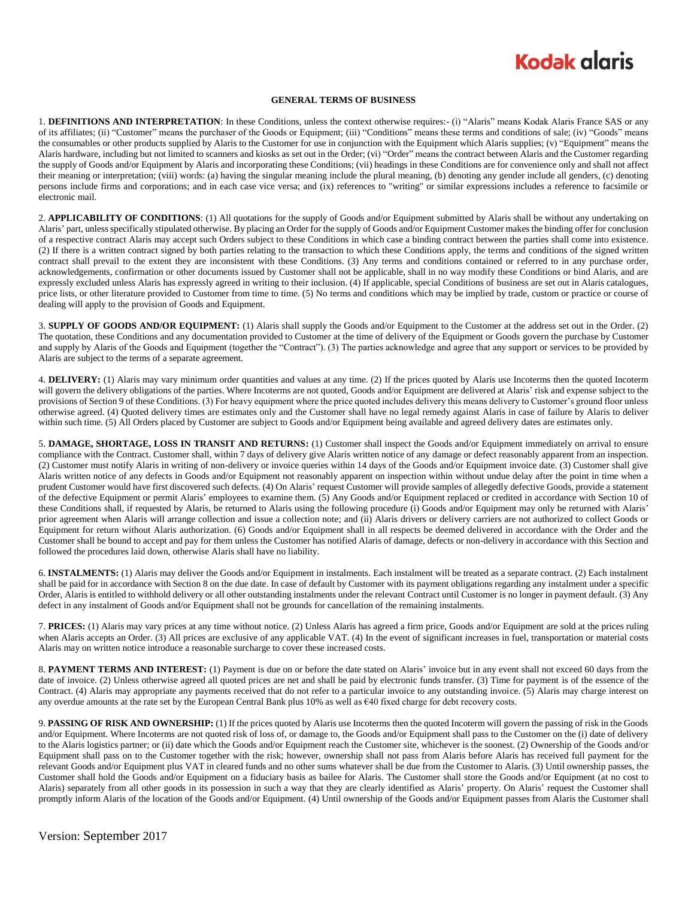# GENERAL TERMS OF BUSINESS

1. **DEFINITIONS AND INTERPRETATION**: In these Conditions, unless the context otherwise requires:- (i) "Alaris" means Kodak Alaris France SAS or any of its affiliates; (ii) "Customer" means the purchaser of the Goods or Equipment; (iii) "Conditions" means these terms and conditions of sale; (iv) "Goods" means the consumables or other products supplied by Alaris to the Customer for use in conjunction with the Equipment which Alaris supplies; (v) "Equipment" means the Alaris hardware, including but not limited to scanners and kiosks as set out in the Order; (vi) "Order" means the contract between Alaris and the Customer regarding the supply of Goods and/or Equipment by Alaris and incorporating these Conditions; (vii) headings in these Conditions are for convenience only and shall not affect their meaning or interpretation; (viii) words: (a) having the singular meaning include the plural meaning, (b) denoting any gender include all genders, (c) denoting persons include firms and corporations; and in each case vice versa; and (ix) references to "writing" or similar expressions includes a reference to facsimile or electronic mail.

2. **APPLICABILITY OF CONDITIONS**: (1) All quotations for the supply of Goods and/or Equipment submitted by Alaris shall be without any undertaking on Alaris' part, unless specifically stipulated otherwise. By placing an Order for the supply of Goods and/or Equipment Customer makes the binding offer for conclusion of a respective contract Alaris may accept such Orders subject to these Conditions in which case a binding contract between the parties shall come into existence. (2) If there is a written contract signed by both parties relating to the transaction to which these Conditions apply, the terms and conditions of the signed written contract shall prevail to the extent they are inconsistent with these Conditions. (3) Any terms and conditions contained or referred to in any purchase order, acknowledgements, confirmation or other documents issued by Customer shall not be applicable, shall in no way modify these Conditions or bind Alaris, and are expressly excluded unless Alaris has expressly agreed in writing to their inclusion. (4) If applicable, special Conditions of business are set out in Alaris catalogues, price lists, or other literature provided to Customer from time to time. (5) No terms and conditions which may be implied by trade, custom or practice or course of dealing will apply to the provision of Goods and Equipment.

3. **SUPPLY OF GOODS AND/OR EQUIPMENT:** (1) Alaris shall supply the Goods and/or Equipment to the Customer at the address set out in the Order. (2) The quotation, these Conditions and any documentation provided to Customer at the time of delivery of the Equipment or Goods govern the purchase by Customer and supply by Alaris of the Goods and Equipment (together the "Contract"). (3) The parties acknowledge and agree that any support or services to be provided by Alaris are subject to the terms of a separate agreement.

4. **DELIVERY:** (1) Alaris may vary minimum order quantities and values at any time. (2) If the prices quoted by Alaris use Incoterms then the quoted Incoterm will govern the delivery obligations of the parties. Where Incoterms are not quoted, Goods and/or Equipment are delivered at Alaris' risk and expense subject to the provisions of Section 9 of these Conditions. (3) For heavy equipment where the price quoted includes delivery this means delivery to Customer's ground floor unless otherwise agreed. (4) Quoted delivery times are estimates only and the Customer shall have no legal remedy against Alaris in case of failure by Alaris to deliver within such time. (5) All Orders placed by Customer are subject to Goods and/or Equipment being available and agreed delivery dates are estimates only.

5. **DAMAGE, SHORTAGE, LOSS IN TRANSIT AND RETURNS:** (1) Customer shall inspect the Goods and/or Equipment immediately on arrival to ensure compliance with the Contract. Customer shall, within 7 days of delivery give Alaris written notice of any damage or defect reasonably apparent from an inspection. (2) Customer must notify Alaris in writing of non-delivery or invoice queries within 14 days of the Goods and/or Equipment invoice date. (3) Customer shall give Alaris written notice of any defects in Goods and/or Equipment not reasonably apparent on inspection within without undue delay after the point in time when a prudent Customer would have first discovered such defects. (4) On Alaris' request Customer will provide samples of allegedly defective Goods, provide a statement of the defective Equipment or permit Alaris' employees to examine them. (5) Any Goods and/or Equipment replaced or credited in accordance with Section 10 of these Conditions shall, if requested by Alaris, be returned to Alaris using the following procedure (i) Goods and/or Equipment may only be returned with Alaris' prior agreement when Alaris will arrange collection and issue a collection note; and (ii) Alaris drivers or delivery carriers are not authorized to collect Goods or Equipment for return without Alaris authorization. (6) Goods and/or Equipment shall in all respects be deemed delivered in accordance with the Order and the Customer shall be bound to accept and pay for them unless the Customer has notified Alaris of damage, defects or non-delivery in accordance with this Section and followed the procedures laid down, otherwise Alaris shall have no liability.

6. **INSTALMENTS:** (1) Alaris may deliver the Goods and/or Equipment in instalments. Each instalment will be treated as a separate contract. (2) Each instalment shall be paid for in accordance with Section 8 on the due date. In case of default by Customer with its payment obligations regarding any instalment under a specific Order, Alaris is entitled to withhold delivery or all other outstanding instalments under the relevant Contract until Customer is no longer in payment default. (3) Any defect in any instalment of Goods and/or Equipment shall not be grounds for cancellation of the remaining instalments.

7. **PRICES:** (1) Alaris may vary prices at any time without notice. (2) Unless Alaris has agreed a firm price, Goods and/or Equipment are sold at the prices ruling when Alaris accepts an Order. (3) All prices are exclusive of any applicable VAT. (4) In the event of significant increases in fuel, transportation or material costs Alaris may on written notice introduce a reasonable surcharge to cover these increased costs.

8. **PAYMENT TERMS AND INTEREST:** (1) Payment is due on or before the date stated on Alaris' invoice but in any event shall not exceed 60 days from the date of invoice. (2) Unless otherwise agreed all quoted prices are net and shall be paid by electronic funds transfer. (3) Time for payment is of the essence of the Contract. (4) Alaris may appropriate any payments received that do not refer to a particular invoice to any outstanding invoice. (5) Alaris may charge interest on any overdue amounts at the rate set by the European Central Bank plus 10% as well as €40 fixed charge for debt recovery costs.

9. **PASSING OF RISK AND OWNERSHIP:** (1) If the prices quoted by Alaris use Incoterms then the quoted Incoterm will govern the passing of risk in the Goods and/or Equipment. Where Incoterms are not quoted risk of loss of, or damage to, the Goods and/or Equipment shall pass to the Customer on the (i) date of delivery to the Alaris logistics partner; or (ii) date which the Goods and/or Equipment reach the Customer site, whichever is the soonest. (2) Ownership of the Goods and/or Equipment shall pass on to the Customer together with the risk; however, ownership shall not pass from Alaris before Alaris has received full payment for the relevant Goods and/or Equipment plus VAT in cleared funds and no other sums whatever shall be due from the Customer to Alaris. (3) Until ownership passes, the Customer shall hold the Goods and/or Equipment on a fiduciary basis as bailee for Alaris. The Customer shall store the Goods and/or Equipment (at no cost to Alaris) separately from all other goods in its possession in such a way that they are clearly identified as Alaris' property. On Alaris' request the Customer shall promptly inform Alaris of the location of the Goods and/or Equipment. (4) Until ownership of the Goods and/or Equipment passes from Alaris the Customer shall

Version: September 2017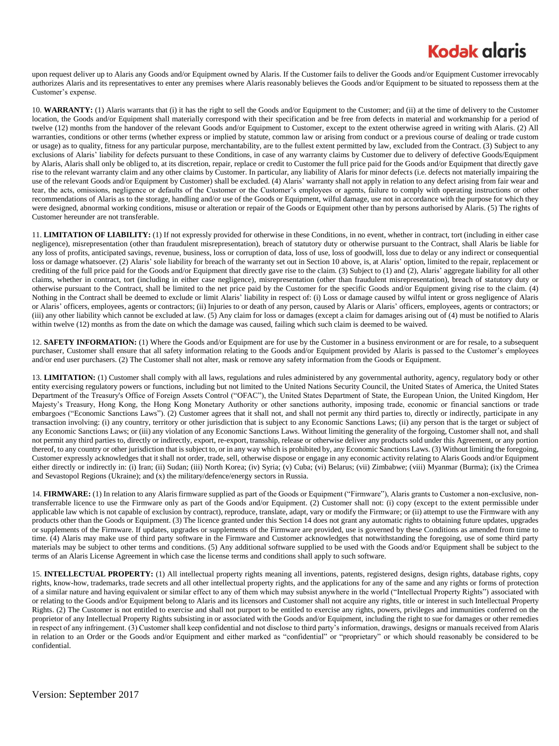upon request deliver up to Alaris any Goods and/or Equipment owned by Alaris. If the Customer fails to deliver the Goods and/or Equipment Customer irrevocably authorizes Alaris and its representatives to enter any premises where Alaris reasonably believes the Goods and/or Equipment to be situated to repossess them at the Customer's expense.

10. **WARRANTY:** (1) Alaris warrants that (i) it has the right to sell the Goods and/or Equipment to the Customer; and (ii) at the time of delivery to the Customer location, the Goods and/or Equipment shall materially correspond with their specification and be free from defects in material and workmanship for a period of twelve (12) months from the handover of the relevant Goods and/or Equipment to Customer, except to the extent otherwise agreed in writing with Alaris. (2) All warranties, conditions or other terms (whether express or implied by statute, common law or arising from conduct or a previous course of dealing or trade custom or usage) as to quality, fitness for any particular purpose, merchantability, are to the fullest extent permitted by law, excluded from the Contract. (3) Subject to any exclusions of Alaris' liability for defects pursuant to these Conditions, in case of any warranty claims by Customer due to delivery of defective Goods/Equipment by Alaris, Alaris shall only be obliged to, at its discretion, repair, replace or credit to Customer the full price paid for the Goods and/or Equipment that directly gave rise to the relevant warranty claim and any other claims by Customer. In particular, any liability of Alaris for minor defects (i.e. defects not materially impairing the use of the relevant Goods and/or Equipment by Customer) shall be excluded. (4) Alaris' warranty shall not apply in relation to any defect arising from fair wear and tear, the acts, omissions, negligence or defaults of the Customer or the Customer's employees or agents, failure to comply with operating instructions or other recommendations of Alaris as to the storage, handling and/or use of the Goods or Equipment, wilful damage, use not in accordance with the purpose for which they were designed, abnormal working conditions, misuse or alteration or repair of the Goods or Equipment other than by persons authorised by Alaris. (5) The rights of Customer hereunder are not transferable.

11. **LIMITATION OF LIABILITY:** (1) If not expressly provided for otherwise in these Conditions, in no event, whether in contract, tort (including in either case negligence), misrepresentation (other than fraudulent misrepresentation), breach of statutory duty or otherwise pursuant to the Contract, shall Alaris be liable for any loss of profits, anticipated savings, revenue, business, loss or corruption of data, loss of use, loss of goodwill, loss due to delay or any indirect or consequential loss or damage whatsoever. (2) Alaris' sole liability for breach of the warranty set out in Section 10 above, is, at Alaris' option, limited to the repair, replacement or crediting of the full price paid for the Goods and/or Equipment that directly gave rise to the claim. (3) Subject to (1) and (2), Alaris' aggregate liability for all other claims, whether in contract, tort (including in either case negligence), misrepresentation (other than fraudulent misrepresentation), breach of statutory duty or otherwise pursuant to the Contract, shall be limited to the net price paid by the Customer for the specific Goods and/or Equipment giving rise to the claim. (4) Nothing in the Contract shall be deemed to exclude or limit Alaris' liability in respect of: (i) Loss or damage caused by wilful intent or gross negligence of Alaris or Alaris' officers, employees, agents or contractors; (ii) Injuries to or death of any person, caused by Alaris or Alaris' officers, employees, agents or contractors; or (iii) any other liability which cannot be excluded at law. (5) Any claim for loss or damages (except a claim for damages arising out of (4) must be notified to Alaris within twelve (12) months as from the date on which the damage was caused, failing which such claim is deemed to be waived.

12. **SAFETY INFORMATION:** (1) Where the Goods and/or Equipment are for use by the Customer in a business environment or are for resale, to a subsequent purchaser, Customer shall ensure that all safety information relating to the Goods and/or Equipment provided by Alaris is passed to the Customer's employees and/or end user purchasers. (2) The Customer shall not alter, mask or remove any safety information from the Goods or Equipment.

13. **LIMITATION:** (1) Customer shall comply with all laws, regulations and rules administered by any governmental authority, agency, regulatory body or other entity exercising regulatory powers or functions, including but not limited to the United Nations Security Council, the United States of America, the United States Department of the Treasury's Office of Foreign Assets Control ("OFAC"), the United States Department of State, the European Union, the United Kingdom, Her Majesty's Treasury, Hong Kong, the Hong Kong Monetary Authority or other sanctions authority, imposing trade, economic or financial sanctions or trade embargoes ("Economic Sanctions Laws"). (2) Customer agrees that it shall not, and shall not permit any third parties to, directly or indirectly, participate in any transaction involving: (i) any country, territory or other jurisdiction that is subject to any Economic Sanctions Laws; (ii) any person that is the target or subject of any Economic Sanctions Laws; or (iii) any violation of any Economic Sanctions Laws. Without limiting the generality of the forgoing, Customer shall not, and shall not permit any third parties to, directly or indirectly, export, re-export, transship, release or otherwise deliver any products sold under this Agreement, or any portion thereof, to any country or other jurisdiction that is subject to, or in any way which is prohibited by, any Economic Sanctions Laws. (3) Without limiting the foregoing, Customer expressly acknowledges that it shall not order, trade, sell, otherwise dispose or engage in any economic activity relating to Alaris Goods and/or Equipment either directly or indirectly in: (i) Iran; (ii) Sudan; (iii) North Korea; (iv) Syria; (v) Cuba; (vi) Belarus; (vii) Zimbabwe; (viii) Myanmar (Burma); (ix) the Crimea and Sevastopol Regions (Ukraine); and (x) the military/defence/energy sectors in Russia.

14. **FIRMWARE:** (1) In relation to any Alaris firmware supplied as part of the Goods or Equipment ("Firmware"), Alaris grants to Customer a non-exclusive, non-transferrable licence to use the Firmware only as part of the Goods and/or Equipment. (2) Customer shall not: (i) copy (except to the extent permissible under applicable law which is not capable of exclusion by contract), reproduce, translate, adapt, vary or modify the Firmware; or (ii) attempt to use the Firmware with any products other than the Goods or Equipment. (3) The licence granted under this Section 14 does not grant any automatic rights to obtaining future updates, upgrades or supplements of the Firmware. If updates, upgrades or supplements of the Firmware are provided, use is governed by these Conditions as amended from time to time. (4) Alaris may make use of third party software in the Firmware and Customer acknowledges that notwithstanding the foregoing, use of some third party materials may be subject to other terms and conditions. (5) Any additional software supplied to be used with the Goods and/or Equipment shall be subject to the terms of an Alaris License Agreement in which case the license terms and conditions shall apply to such software.

15. **INTELLECTUAL PROPERTY:** (1) All intellectual property rights meaning all inventions, patents, registered designs, design rights, database rights, copy rights, know-how, trademarks, trade secrets and all other intellectual property rights, and the applications for any of the same and any rights or forms of protection of a similar nature and having equivalent or similar effect to any of them which may subsist anywhere in the world ("Intellectual Property Rights") associated with or relating to the Goods and/or Equipment belong to Alaris and its licensors and Customer shall not acquire any rights, title or interest in such Intellectual Property Rights. (2) The Customer is not entitled to exercise and shall not purport to be entitled to exercise any rights, powers, privileges and immunities conferred on the proprietor of any Intellectual Property Rights subsisting in or associated with the Goods and/or Equipment, including the right to sue for damages or other remedies in respect of any infringement. (3) Customer shall keep confidential and not disclose to third party's information, drawings, designs or manuals received from Alaris in relation to an Order or the Goods and/or Equipment and either marked as "confidential" or "proprietary" or which should reasonably be considered to be confidential.

Version: September 2017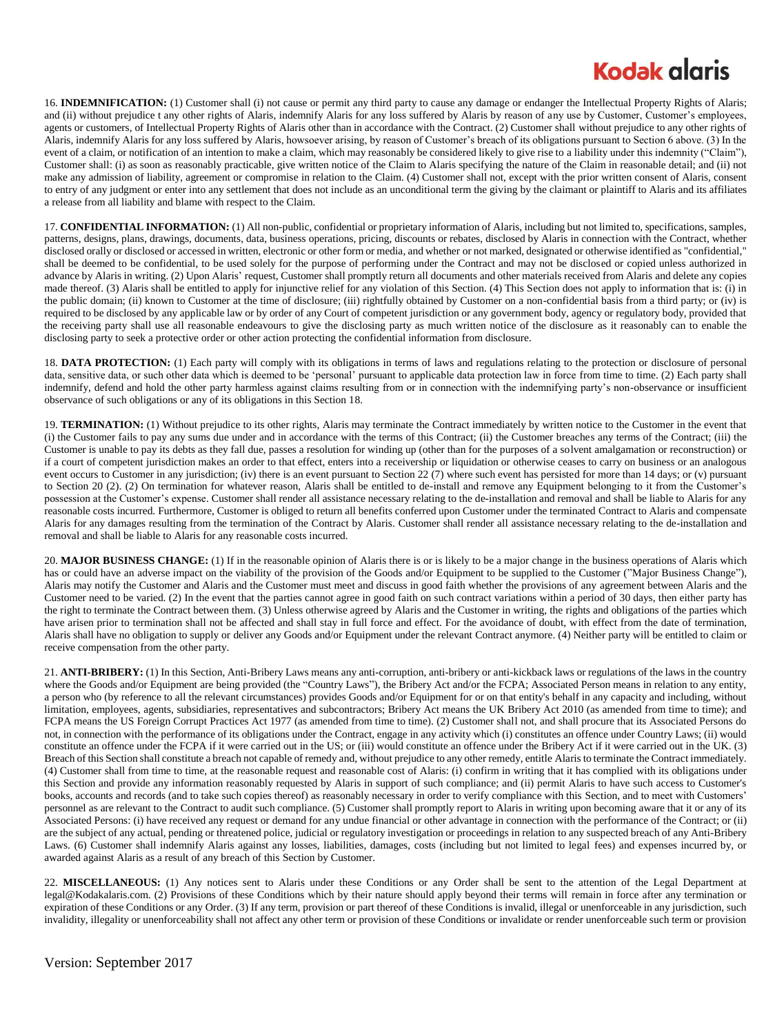16. **INDEMNIFICATION:** (1) Customer shall (i) not cause or permit any third party to cause any damage or endanger the Intellectual Property Rights of Alaris; and (ii) without prejudice t any other rights of Alaris, indemnify Alaris for any loss suffered by Alaris by reason of any use by Customer, Customer's employees, agents or customers, of Intellectual Property Rights of Alaris other than in accordance with the Contract. (2) Customer shall without prejudice to any other rights of Alaris, indemnify Alaris for any loss suffered by Alaris, howsoever arising, by reason of Customer's breach of its obligations pursuant to Section 6 above. (3) In the event of a claim, or notification of an intention to make a claim, which may reasonably be considered likely to give rise to a liability under this indemnity ("Claim"), Customer shall: (i) as soon as reasonably practicable, give written notice of the Claim to Alaris specifying the nature of the Claim in reasonable detail; and (ii) not make any admission of liability, agreement or compromise in relation to the Claim. (4) Customer shall not, except with the prior written consent of Alaris, consent to entry of any judgment or enter into any settlement that does not include as an unconditional term the giving by the claimant or plaintiff to Alaris and its affiliates a release from all liability and blame with respect to the Claim.

17. **CONFIDENTIAL INFORMATION:** (1) All non-public, confidential or proprietary information of Alaris, including but not limited to, specifications, samples, patterns, designs, plans, drawings, documents, data, business operations, pricing, discounts or rebates, disclosed by Alaris in connection with the Contract, whether disclosed orally or disclosed or accessed in written, electronic or other form or media, and whether or not marked, designated or otherwise identified as "confidential," shall be deemed to be confidential, to be used solely for the purpose of performing under the Contract and may not be disclosed or copied unless authorized in advance by Alaris in writing. (2) Upon Alaris' request, Customer shall promptly return all documents and other materials received from Alaris and delete any copies made thereof. (3) Alaris shall be entitled to apply for injunctive relief for any violation of this Section. (4) This Section does not apply to information that is: (i) in the public domain; (ii) known to Customer at the time of disclosure; (iii) rightfully obtained by Customer on a non-confidential basis from a third party; or (iv) is required to be disclosed by any applicable law or by order of any Court of competent jurisdiction or any government body, agency or regulatory body, provided that the receiving party shall use all reasonable endeavours to give the disclosing party as much written notice of the disclosure as it reasonably can to enable the disclosing party to seek a protective order or other action protecting the confidential information from disclosure.

18. **DATA PROTECTION:** (1) Each party will comply with its obligations in terms of laws and regulations relating to the protection or disclosure of personal data, sensitive data, or such other data which is deemed to be 'personal' pursuant to applicable data protection law in force from time to time. (2) Each party shall indemnify, defend and hold the other party harmless against claims resulting from or in connection with the indemnifying party's non-observance or insufficient observance of such obligations or any of its obligations in this Section 18.

19. **TERMINATION:** (1) Without prejudice to its other rights, Alaris may terminate the Contract immediately by written notice to the Customer in the event that (i) the Customer fails to pay any sums due under and in accordance with the terms of this Contract; (ii) the Customer breaches any terms of the Contract; (iii) the Customer is unable to pay its debts as they fall due, passes a resolution for winding up (other than for the purposes of a solvent amalgamation or reconstruction) or if a court of competent jurisdiction makes an order to that effect, enters into a receivership or liquidation or otherwise ceases to carry on business or an analogous event occurs to Customer in any jurisdiction; (iv) there is an event pursuant to Section 22 (7) where such event has persisted for more than 14 days; or (v) pursuant to Section 20 (2). (2) On termination for whatever reason, Alaris shall be entitled to de-install and remove any Equipment belonging to it from the Customer's possession at the Customer's expense. Customer shall render all assistance necessary relating to the de-installation and removal and shall be liable to Alaris for any reasonable costs incurred. Furthermore, Customer is obliged to return all benefits conferred upon Customer under the terminated Contract to Alaris and compensate Alaris for any damages resulting from the termination of the Contract by Alaris. Customer shall render all assistance necessary relating to the de-installation and removal and shall be liable to Alaris for any reasonable costs incurred.

20. **MAJOR BUSINESS CHANGE:** (1) If in the reasonable opinion of Alaris there is or is likely to be a major change in the business operations of Alaris which has or could have an adverse impact on the viability of the provision of the Goods and/or Equipment to be supplied to the Customer ("Major Business Change"), Alaris may notify the Customer and Alaris and the Customer must meet and discuss in good faith whether the provisions of any agreement between Alaris and the Customer need to be varied. (2) In the event that the parties cannot agree in good faith on such contract variations within a period of 30 days, then either party has the right to terminate the Contract between them. (3) Unless otherwise agreed by Alaris and the Customer in writing, the rights and obligations of the parties which have arisen prior to termination shall not be affected and shall stay in full force and effect. For the avoidance of doubt, with effect from the date of termination, Alaris shall have no obligation to supply or deliver any Goods and/or Equipment under the relevant Contract anymore. (4) Neither party will be entitled to claim or receive compensation from the other party.

21. **ANTI-BRIBERY:** (1) In this Section, Anti-Bribery Laws means any anti-corruption, anti-bribery or anti-kickback laws or regulations of the laws in the country where the Goods and/or Equipment are being provided (the "Country Laws"), the Bribery Act and/or the FCPA; Associated Person means in relation to any entity, a person who (by reference to all the relevant circumstances) provides Goods and/or Equipment for or on that entity's behalf in any capacity and including, without limitation, employees, agents, subsidiaries, representatives and subcontractors; Bribery Act means the UK Bribery Act 2010 (as amended from time to time); and FCPA means the US Foreign Corrupt Practices Act 1977 (as amended from time to time). (2) Customer shall not, and shall procure that its Associated Persons do not, in connection with the performance of its obligations under the Contract, engage in any activity which (i) constitutes an offence under Country Laws; (ii) would constitute an offence under the FCPA if it were carried out in the US; or (iii) would constitute an offence under the Bribery Act if it were carried out in the UK. (3) Breach of this Section shall constitute a breach not capable of remedy and, without prejudice to any other remedy, entitle Alaris to terminate the Contract immediately. (4) Customer shall from time to time, at the reasonable request and reasonable cost of Alaris: (i) confirm in writing that it has complied with its obligations under this Section and provide any information reasonably requested by Alaris in support of such compliance; and (ii) permit Alaris to have such access to Customer's books, accounts and records (and to take such copies thereof) as reasonably necessary in order to verify compliance with this Section, and to meet with Customers' personnel as are relevant to the Contract to audit such compliance. (5) Customer shall promptly report to Alaris in writing upon becoming aware that it or any of its Associated Persons: (i) have received any request or demand for any undue financial or other advantage in connection with the performance of the Contract; or (ii) are the subject of any actual, pending or threatened police, judicial or regulatory investigation or proceedings in relation to any suspected breach of any Anti-Bribery Laws. (6) Customer shall indemnify Alaris against any losses, liabilities, damages, costs (including but not limited to legal fees) and expenses incurred by, or awarded against Alaris as a result of any breach of this Section by Customer.

22. **MISCELLANEOUS:** (1) Any notices sent to Alaris under these Conditions or any Order shall be sent to the attention of the Legal Department at legal@Kodakalaris.com. (2) Provisions of these Conditions which by their nature should apply beyond their terms will remain in force after any termination or expiration of these Conditions or any Order. (3) If any term, provision or part thereof of these Conditions is invalid, illegal or unenforceable in any jurisdiction, such invalidity, illegality or unenforceability shall not affect any other term or provision of these Conditions or invalidate or render unenforceable such term or provision

Version: September 2017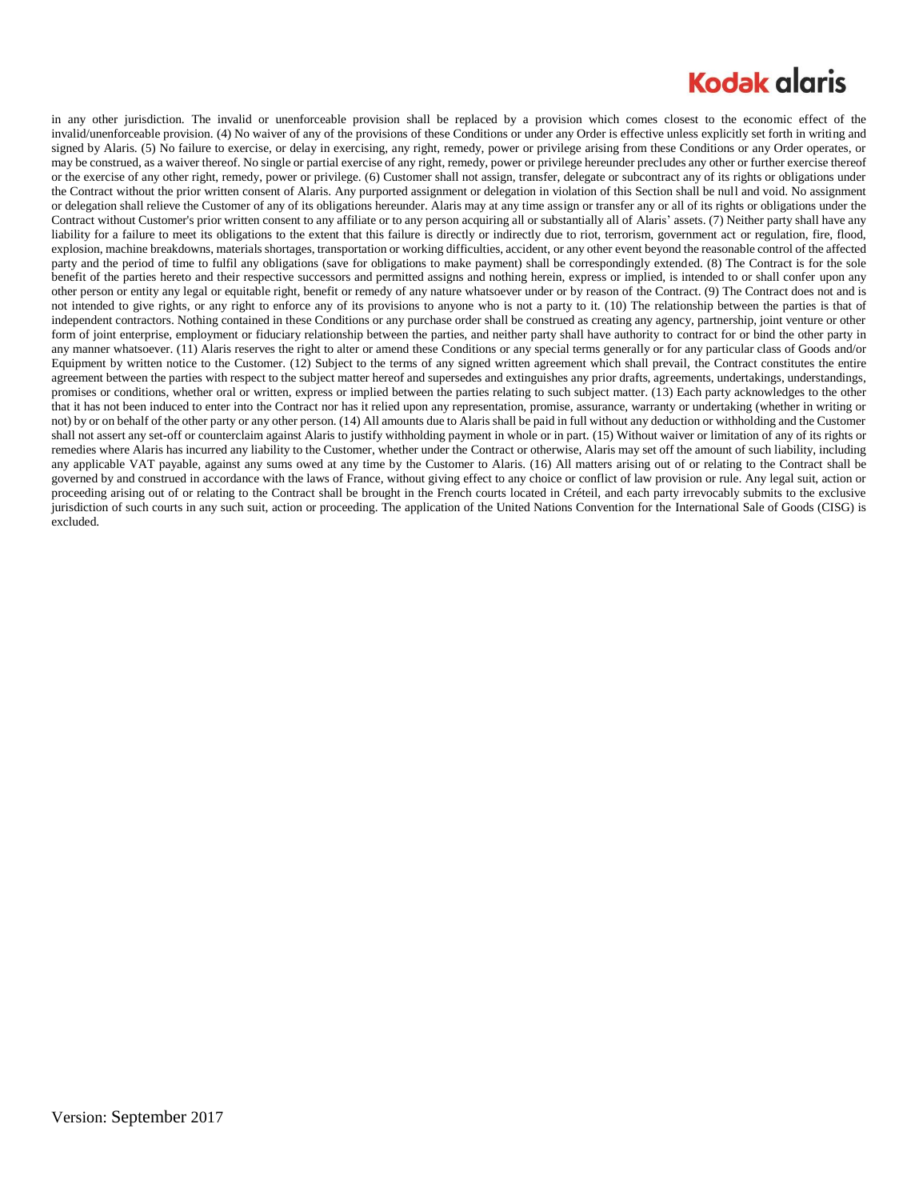in any other jurisdiction. The invalid or unenforceable provision shall be replaced by a provision which comes closest to the economic effect of the invalid/unenforceable provision. (4) No waiver of any of the provisions of these Conditions or under any Order is effective unless explicitly set forth in writing and signed by Alaris. (5) No failure to exercise, or delay in exercising, any right, remedy, power or privilege arising from these Conditions or any Order operates, or may be construed, as a waiver thereof. No single or partial exercise of any right, remedy, power or privilege hereunder precludes any other or further exercise thereof or the exercise of any other right, remedy, power or privilege. (6) Customer shall not assign, transfer, delegate or subcontract any of its rights or obligations under the Contract without the prior written consent of Alaris. Any purported assignment or delegation in violation of this Section shall be null and void. No assignment or delegation shall relieve the Customer of any of its obligations hereunder. Alaris may at any time assign or transfer any or all of its rights or obligations under the Contract without Customer's prior written consent to any affiliate or to any person acquiring all or substantially all of Alaris' assets. (7) Neither party shall have any liability for a failure to meet its obligations to the extent that this failure is directly or indirectly due to riot, terrorism, government act or regulation, fire, flood, explosion, machine breakdowns, materials shortages, transportation or working difficulties, accident, or any other event beyond the reasonable control of the affected party and the period of time to fulfil any obligations (save for obligations to make payment) shall be correspondingly extended. (8) The Contract is for the sole benefit of the parties hereto and their respective successors and permitted assigns and nothing herein, express or implied, is intended to or shall confer upon any other person or entity any legal or equitable right, benefit or remedy of any nature whatsoever under or by reason of the Contract. (9) The Contract does not and is not intended to give rights, or any right to enforce any of its provisions to anyone who is not a party to it. (10) The relationship between the parties is that of independent contractors. Nothing contained in these Conditions or any purchase order shall be construed as creating any agency, partnership, joint venture or other form of joint enterprise, employment or fiduciary relationship between the parties, and neither party shall have authority to contract for or bind the other party in any manner whatsoever. (11) Alaris reserves the right to alter or amend these Conditions or any special terms generally or for any particular class of Goods and/or Equipment by written notice to the Customer. (12) Subject to the terms of any signed written agreement which shall prevail, the Contract constitutes the entire agreement between the parties with respect to the subject matter hereof and supersedes and extinguishes any prior drafts, agreements, undertakings, understandings, promises or conditions, whether oral or written, express or implied between the parties relating to such subject matter. (13) Each party acknowledges to the other that it has not been induced to enter into the Contract nor has it relied upon any representation, promise, assurance, warranty or undertaking (whether in writing or not) by or on behalf of the other party or any other person. (14) All amounts due to Alaris shall be paid in full without any deduction or withholding and the Customer shall not assert any set-off or counterclaim against Alaris to justify withholding payment in whole or in part. (15) Without waiver or limitation of any of its rights or remedies where Alaris has incurred any liability to the Customer, whether under the Contract or otherwise, Alaris may set off the amount of such liability, including any applicable VAT payable, against any sums owed at any time by the Customer to Alaris. (16) All matters arising out of or relating to the Contract shall be governed by and construed in accordance with the laws of France, without giving effect to any choice or conflict of law provision or rule. Any legal suit, action or proceeding arising out of or relating to the Contract shall be brought in the French courts located in Créteil, and each party irrevocably submits to the exclusive jurisdiction of such courts in any such suit, action or proceeding. The application of the United Nations Convention for the International Sale of Goods (CISG) is excluded.

Version: September 2017